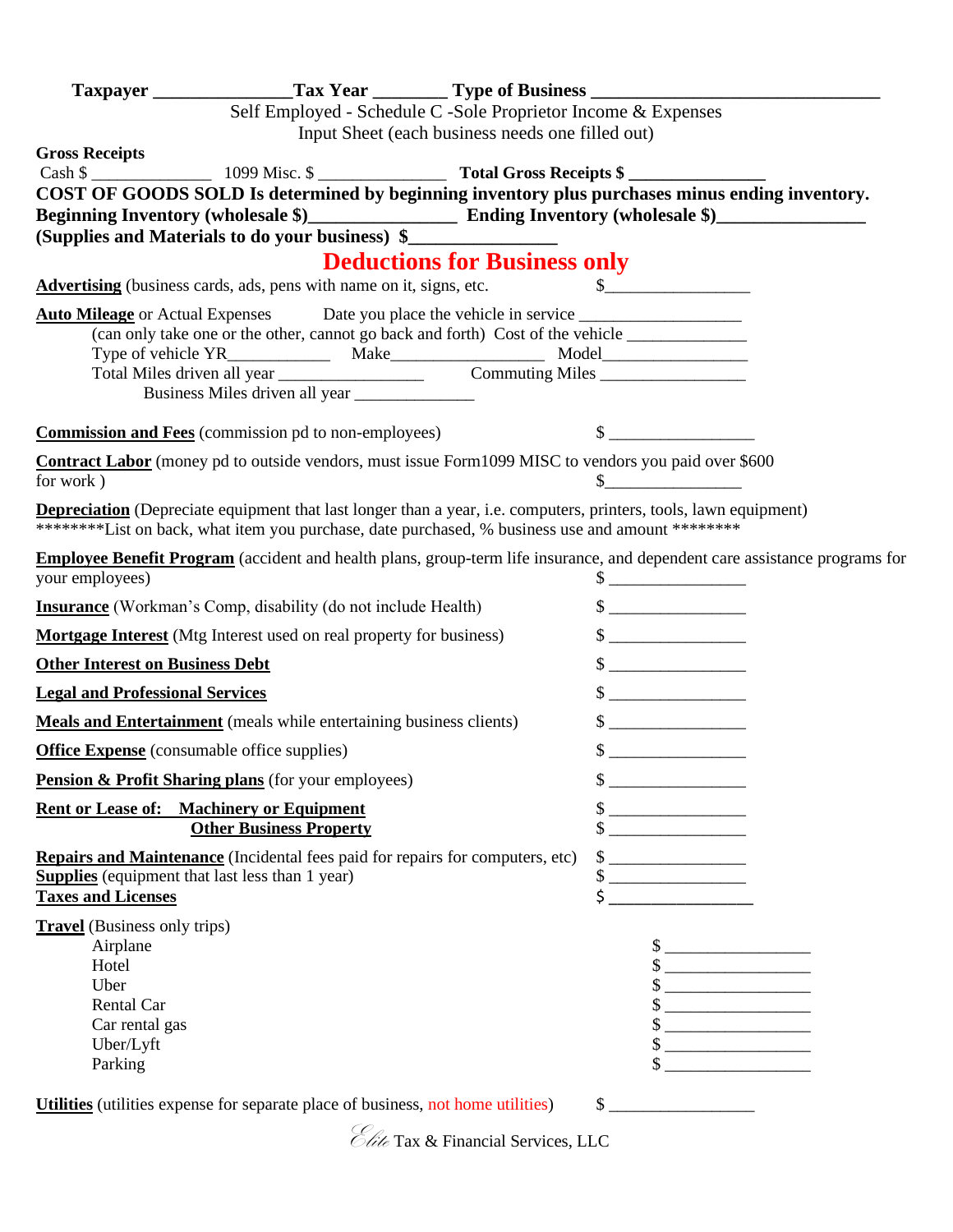**Taxpayer _______________Tax Year ________ Type of Business ________________________________**

Self Employed - Schedule C -Sole Proprietor Income & Expenses

Input Sheet (each business needs one filled out)

**Gross Receipts**

Cash $ ______________ 1099 Misc. $ _______________ **Total Gross Receipts $ _______________**

**COST OF GOODS SOLD Is determined by beginning inventory plus purchases minus ending inventory.**

**Beginning Inventory (wholesale $)________________ Ending Inventory (wholesale $)________________**

**(Supplies and Materials to do your business) $________________**

## Deductions for Business only

**Advertising** (business cards, ads, pens with name on it, signs, etc. $_________________

**Auto Mileage** or Actual Expenses Date you place the vehicle in service ___________________

(can only take one or the other, cannot go back and forth) Cost of the vehicle ______________

Type of vehicle YR____________ Make__________________ Model_________________

Total Miles driven all year _________________ Commuting Miles _________________

Business Miles driven all year ______________

**Commission and Fees** (commission pd to non-employees) $ _________________

**Contract Labor** (money pd to outside vendors, must issue Form1099 MISC to vendors you paid over $600 for work ) $________________

**Depreciation** (Depreciate equipment that last longer than a year, i.e. computers, printers, tools, lawn equipment)

********List on back, what item you purchase, date purchased, % business use and amount ********

**Employee Benefit Program** (accident and health plans, group-term life insurance, and dependent care assistance programs for your employees) $ ________________

**Insurance** (Workman's Comp, disability (do not include Health) $ ________________

**Mortgage Interest** (Mtg Interest used on real property for business) $ ________________

**Other Interest on Business Debt** $ ________________

**Legal and Professional Services** $ ________________

**Meals and Entertainment** (meals while entertaining business clients) $ ________________

**Office Expense** (consumable office supplies) $ ________________

**Pension & Profit Sharing plans** (for your employees) $ ________________

**Rent or Lease of: Machinery or Equipment** $ ________________

**Other Business Property** $ ________________

**Repairs and Maintenance** (Incidental fees paid for repairs for computers, etc) $ ________________

**Supplies** (equipment that last less than 1 year) $ ________________

**Taxes and Licenses** $ ________________

**Travel** (Business only trips)

- Airplane $ _________________
- Hotel $ _________________
- Uber $ _________________
- Rental Car $ _________________
- Car rental gas $ _________________
- Uber/Lyft $ _________________
- Parking $ _________________

**Utilities** (utilities expense for separate place of business, not home utilities) $ _________________

Elite Tax & Financial Services, LLC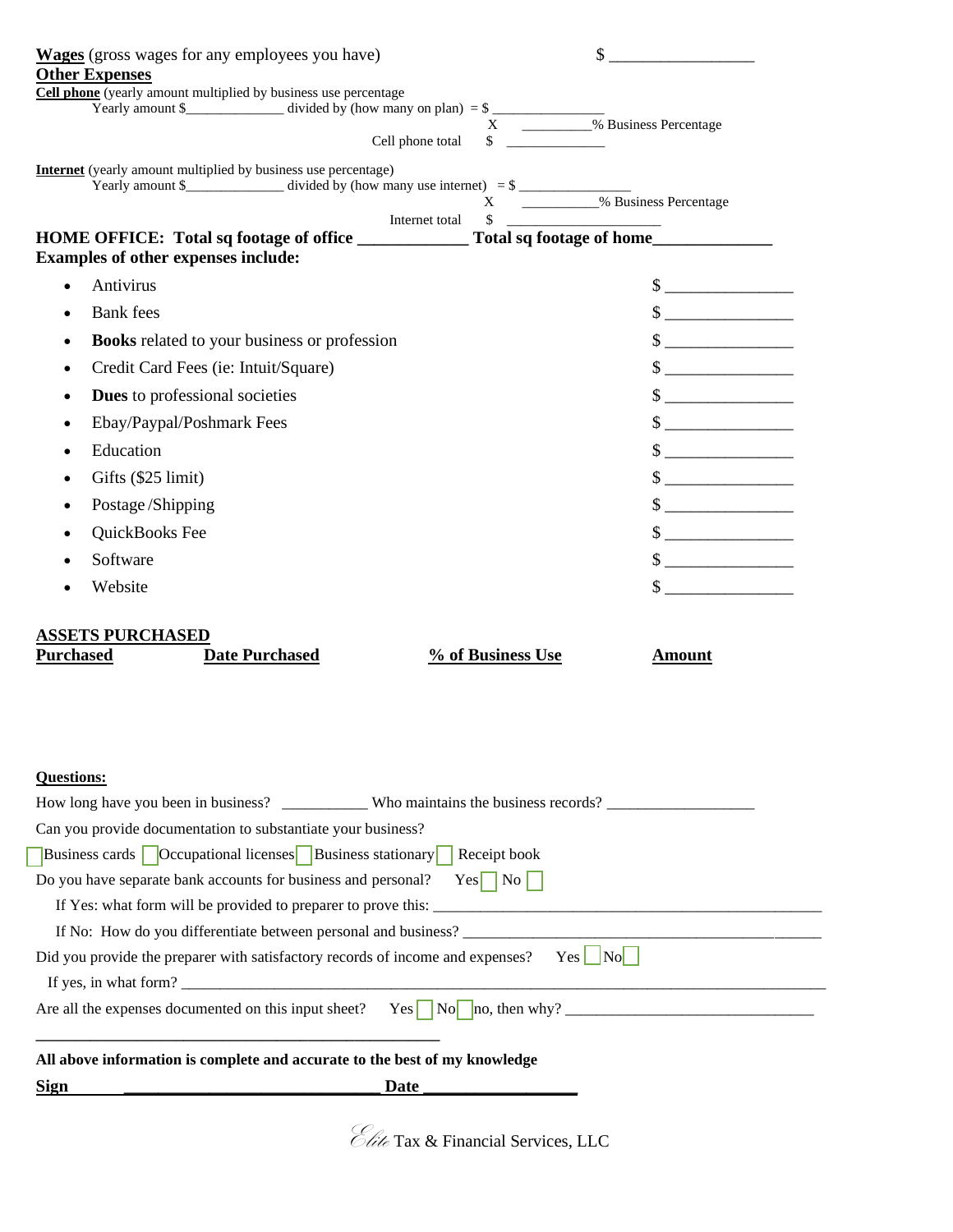**Wages** (gross wages for any employees you have) $ _________________

**Other Expenses**

**Cell phone** (yearly amount multiplied by business use percentage

Yearly amount $______________ divided by (how many on plan) = $ _______________

X _________% Business Percentage

Cell phone total $ ______________

**Internet** (yearly amount multiplied by business use percentage)

Yearly amount $______________ divided by (how many use internet) = $ _______________

X __________% Business Percentage

Internet total $ ____________________

**HOME OFFICE: Total sq footage of office _____________ Total sq footage of home_____________**

**Examples of other expenses include:**

- Antivirus $ _______________
- Bank fees $ _______________
- **Books** related to your business or profession $ _______________
- Credit Card Fees (ie: Intuit/Square) $ _______________
- **Dues** to professional societies $ _______________
- Ebay/Paypal/Poshmark Fees $ _______________
- Education $ _______________
- Gifts ($25 limit) $ _______________
- Postage /Shipping $ _______________
- QuickBooks Fee $ _______________
- Software $ _______________
- Website $ _______________

**ASSETS PURCHASED**

| **Purchased** | **Date Purchased** | **% of Business Use** | **Amount** |
|---|---|---|---|
| | | | |

**Questions:**

How long have you been in business? ___________ Who maintains the business records? __________________

Can you provide documentation to substantiate your business?

☐ Business cards ☐ Occupational licenses ☐ Business stationary ☐ Receipt book

Do you have separate bank accounts for business and personal? Yes ☐ No ☐

If Yes: what form will be provided to preparer to prove this: ____________________________________________________

If No: How do you differentiate between personal and business? _____________________________________________

Did you provide the preparer with satisfactory records of income and expenses? Yes ☐ No ☐

If yes, in what form? ___________________________________________________________________________________

Are all the expenses documented on this input sheet? Yes ☐ No ☐ no, then why? _______________________________

_______________________________________________

**All above information is complete and accurate to the best of my knowledge**

**Sign ______________________________ Date _________________**

Elite Tax & Financial Services, LLC